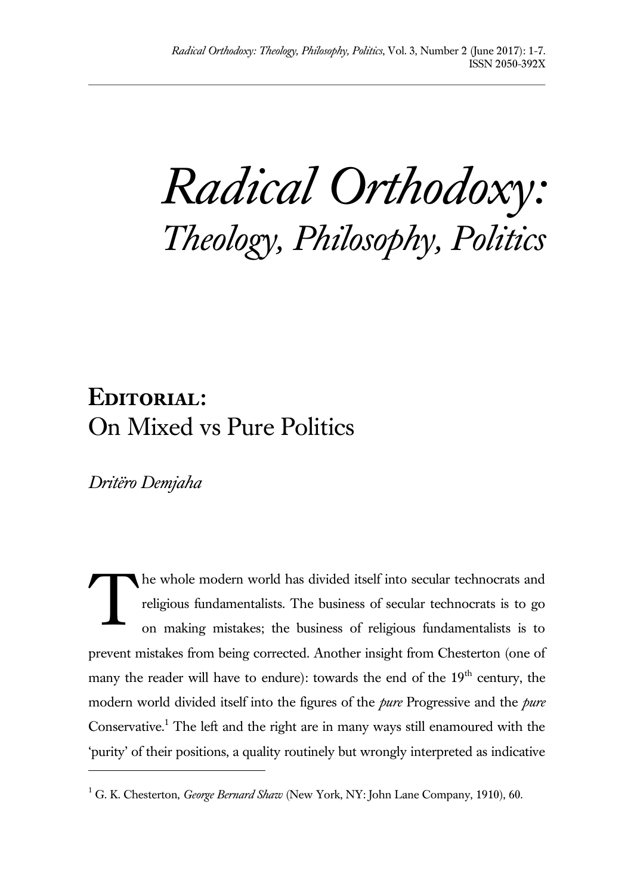# *Radical Orthodoxy:* *Theology, Philosophy, Politics*

## **Editorial:** On Mixed vs Pure Politics

*Dritëro Demjaha*

The whole modern world has divided itself into secular technocrats and religious fundamentalists. The business of secular technocrats is to go on making mistakes; the business of religious fundamentalists is to prevent mistakes from being corrected. Another insight from Chesterton (one of many the reader will have to endure): towards the end of the 19th century, the modern world divided itself into the figures of the *pure* Progressive and the *pure* Conservative.[1] The left and the right are in many ways still enamoured with the 'purity' of their positions, a quality routinely but wrongly interpreted as indicative

[1] G. K. Chesterton, *George Bernard Shaw* (New York, NY: John Lane Company, 1910), 60.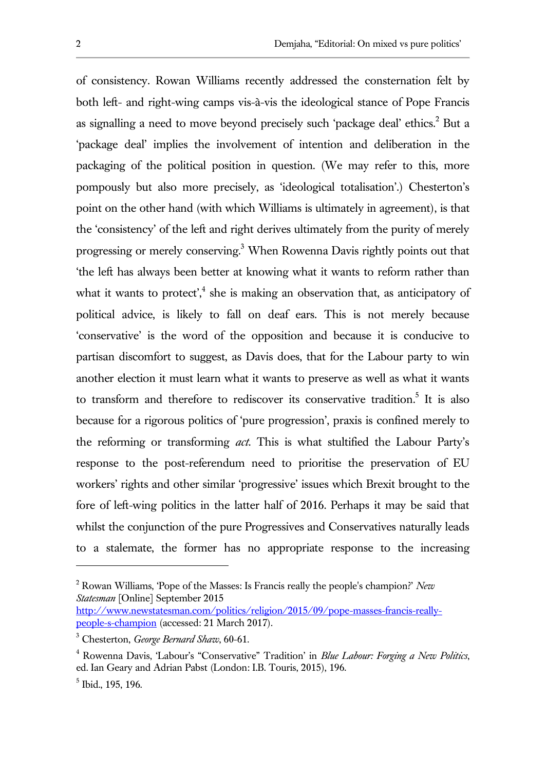of consistency. Rowan Williams recently addressed the consternation felt by both left- and right-wing camps vis-à-vis the ideological stance of Pope Francis as signalling a need to move beyond precisely such 'package deal' ethics.[2] But a 'package deal' implies the involvement of intention and deliberation in the packaging of the political position in question. (We may refer to this, more pompously but also more precisely, as 'ideological totalisation'.) Chesterton's point on the other hand (with which Williams is ultimately in agreement), is that the 'consistency' of the left and right derives ultimately from the purity of merely progressing or merely conserving.[3] When Rowenna Davis rightly points out that 'the left has always been better at knowing what it wants to reform rather than what it wants to protect',[4] she is making an observation that, as anticipatory of political advice, is likely to fall on deaf ears. This is not merely because 'conservative' is the word of the opposition and because it is conducive to partisan discomfort to suggest, as Davis does, that for the Labour party to win another election it must learn what it wants to preserve as well as what it wants to transform and therefore to rediscover its conservative tradition.[5] It is also because for a rigorous politics of 'pure progression', praxis is confined merely to the reforming or transforming *act*. This is what stultified the Labour Party's response to the post-referendum need to prioritise the preservation of EU workers' rights and other similar 'progressive' issues which Brexit brought to the fore of left-wing politics in the latter half of 2016. Perhaps it may be said that whilst the conjunction of the pure Progressives and Conservatives naturally leads to a stalemate, the former has no appropriate response to the increasing

---

[2] Rowan Williams, 'Pope of the Masses: Is Francis really the people's champion?' *New Statesman* [Online] September 2015 http://www.newstatesman.com/politics/religion/2015/09/pope-masses-francis-really-people-s-champion (accessed: 21 March 2017).

[3] Chesterton, *George Bernard Shaw*, 60-61.

[4] Rowenna Davis, 'Labour's "Conservative" Tradition' in *Blue Labour: Forging a New Politics*, ed. Ian Geary and Adrian Pabst (London: I.B. Touris, 2015), 196.

[5] Ibid., 195, 196.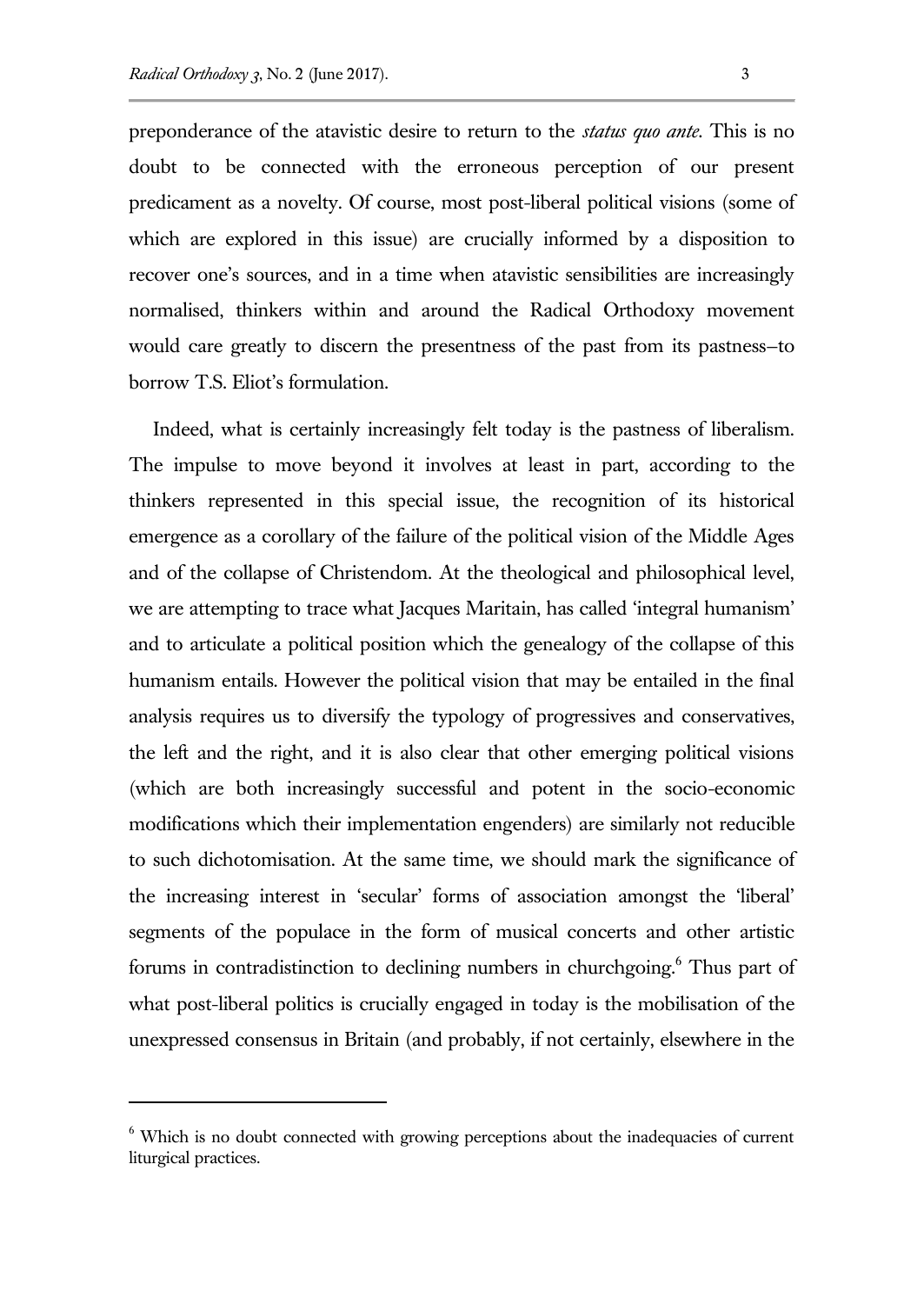preponderance of the atavistic desire to return to the *status quo ante*. This is no doubt to be connected with the erroneous perception of our present predicament as a novelty. Of course, most post-liberal political visions (some of which are explored in this issue) are crucially informed by a disposition to recover one's sources, and in a time when atavistic sensibilities are increasingly normalised, thinkers within and around the Radical Orthodoxy movement would care greatly to discern the presentness of the past from its pastness—to borrow T.S. Eliot's formulation.

Indeed, what is certainly increasingly felt today is the pastness of liberalism. The impulse to move beyond it involves at least in part, according to the thinkers represented in this special issue, the recognition of its historical emergence as a corollary of the failure of the political vision of the Middle Ages and of the collapse of Christendom. At the theological and philosophical level, we are attempting to trace what Jacques Maritain, has called 'integral humanism' and to articulate a political position which the genealogy of the collapse of this humanism entails. However the political vision that may be entailed in the final analysis requires us to diversify the typology of progressives and conservatives, the left and the right, and it is also clear that other emerging political visions (which are both increasingly successful and potent in the socio-economic modifications which their implementation engenders) are similarly not reducible to such dichotomisation. At the same time, we should mark the significance of the increasing interest in 'secular' forms of association amongst the 'liberal' segments of the populace in the form of musical concerts and other artistic forums in contradistinction to declining numbers in churchgoing.[6] Thus part of what post-liberal politics is crucially engaged in today is the mobilisation of the unexpressed consensus in Britain (and probably, if not certainly, elsewhere in the

[6] Which is no doubt connected with growing perceptions about the inadequacies of current liturgical practices.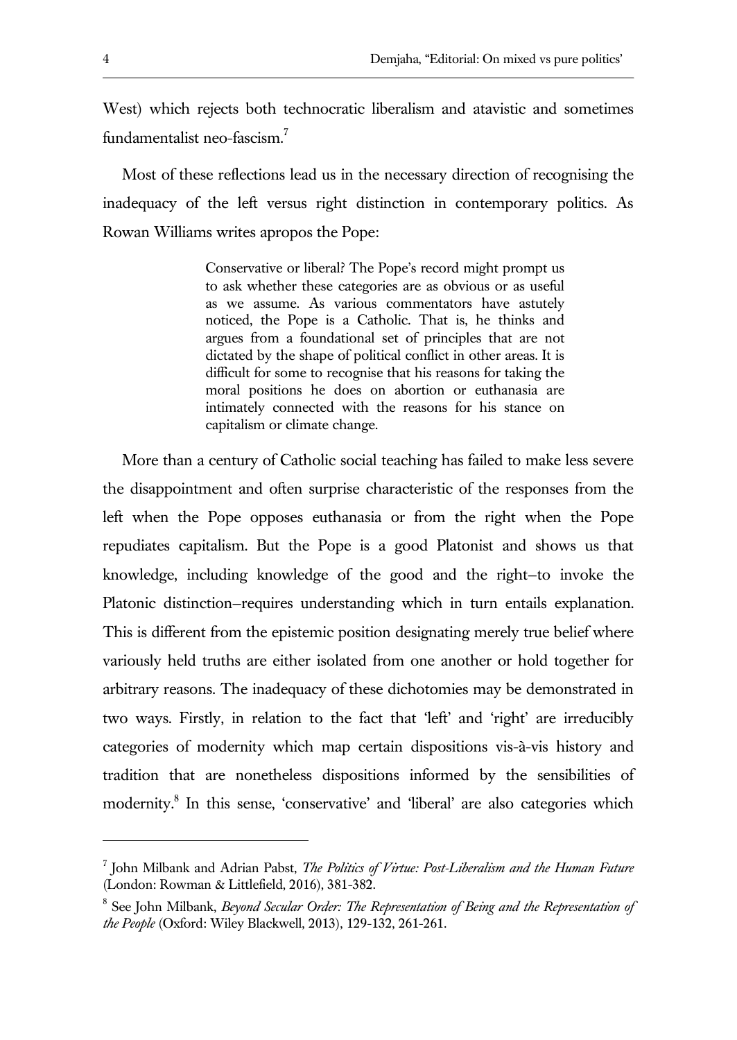West) which rejects both technocratic liberalism and atavistic and sometimes fundamentalist neo-fascism.[7]

Most of these reflections lead us in the necessary direction of recognising the inadequacy of the left versus right distinction in contemporary politics. As Rowan Williams writes apropos the Pope:

> Conservative or liberal? The Pope's record might prompt us to ask whether these categories are as obvious or as useful as we assume. As various commentators have astutely noticed, the Pope is a Catholic. That is, he thinks and argues from a foundational set of principles that are not dictated by the shape of political conflict in other areas. It is difficult for some to recognise that his reasons for taking the moral positions he does on abortion or euthanasia are intimately connected with the reasons for his stance on capitalism or climate change.

More than a century of Catholic social teaching has failed to make less severe the disappointment and often surprise characteristic of the responses from the left when the Pope opposes euthanasia or from the right when the Pope repudiates capitalism. But the Pope is a good Platonist and shows us that knowledge, including knowledge of the good and the right–to invoke the Platonic distinction–requires understanding which in turn entails explanation. This is different from the epistemic position designating merely true belief where variously held truths are either isolated from one another or hold together for arbitrary reasons. The inadequacy of these dichotomies may be demonstrated in two ways. Firstly, in relation to the fact that 'left' and 'right' are irreducibly categories of modernity which map certain dispositions vis-à-vis history and tradition that are nonetheless dispositions informed by the sensibilities of modernity.[8] In this sense, 'conservative' and 'liberal' are also categories which

---

[7] John Milbank and Adrian Pabst, *The Politics of Virtue: Post-Liberalism and the Human Future* (London: Rowman & Littlefield, 2016), 381-382.

[8] See John Milbank, *Beyond Secular Order: The Representation of Being and the Representation of the People* (Oxford: Wiley Blackwell, 2013), 129-132, 261-261.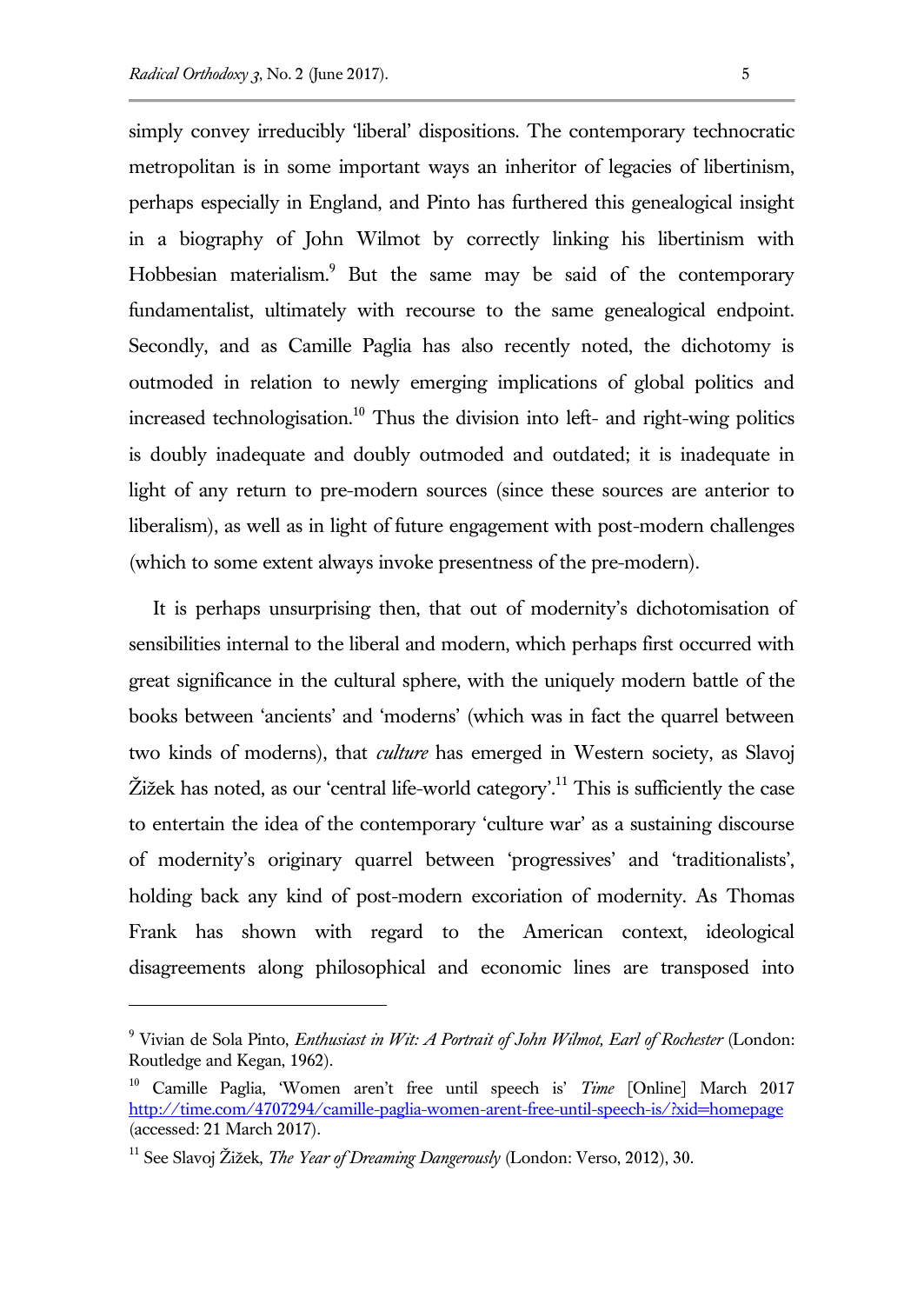simply convey irreducibly 'liberal' dispositions. The contemporary technocratic metropolitan is in some important ways an inheritor of legacies of libertinism, perhaps especially in England, and Pinto has furthered this genealogical insight in a biography of John Wilmot by correctly linking his libertinism with Hobbesian materialism.[9] But the same may be said of the contemporary fundamentalist, ultimately with recourse to the same genealogical endpoint. Secondly, and as Camille Paglia has also recently noted, the dichotomy is outmoded in relation to newly emerging implications of global politics and increased technologisation.[10] Thus the division into left- and right-wing politics is doubly inadequate and doubly outmoded and outdated; it is inadequate in light of any return to pre-modern sources (since these sources are anterior to liberalism), as well as in light of future engagement with post-modern challenges (which to some extent always invoke presentness of the pre-modern).

It is perhaps unsurprising then, that out of modernity's dichotomisation of sensibilities internal to the liberal and modern, which perhaps first occurred with great significance in the cultural sphere, with the uniquely modern battle of the books between 'ancients' and 'moderns' (which was in fact the quarrel between two kinds of moderns), that *culture* has emerged in Western society, as Slavoj Žižek has noted, as our 'central life-world category'.[11] This is sufficiently the case to entertain the idea of the contemporary 'culture war' as a sustaining discourse of modernity's originary quarrel between 'progressives' and 'traditionalists', holding back any kind of post-modern excoriation of modernity. As Thomas Frank has shown with regard to the American context, ideological disagreements along philosophical and economic lines are transposed into

---

[9] Vivian de Sola Pinto, *Enthusiast in Wit: A Portrait of John Wilmot, Earl of Rochester* (London: Routledge and Kegan, 1962).

[10] Camille Paglia, 'Women aren't free until speech is' *Time* [Online] March 2017 http://time.com/4707294/camille-paglia-women-arent-free-until-speech-is/?xid=homepage (accessed: 21 March 2017).

[11] See Slavoj Žižek, *The Year of Dreaming Dangerously* (London: Verso, 2012), 30.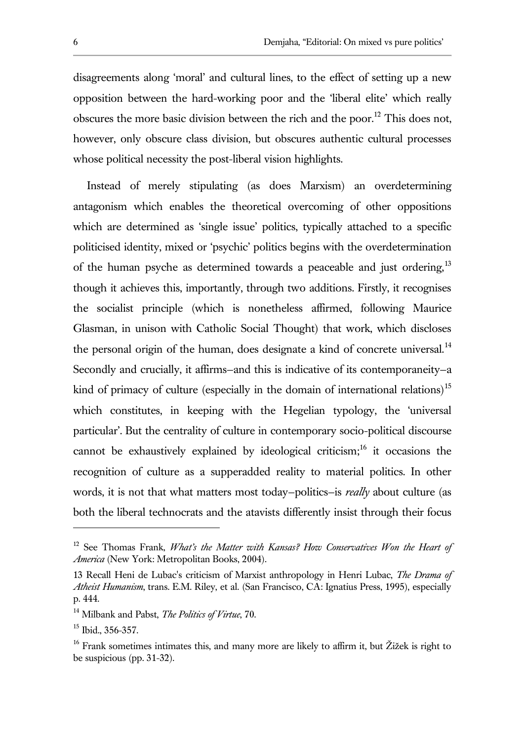disagreements along 'moral' and cultural lines, to the effect of setting up a new opposition between the hard-working poor and the 'liberal elite' which really obscures the more basic division between the rich and the poor.[12] This does not, however, only obscure class division, but obscures authentic cultural processes whose political necessity the post-liberal vision highlights.

Instead of merely stipulating (as does Marxism) an overdetermining antagonism which enables the theoretical overcoming of other oppositions which are determined as 'single issue' politics, typically attached to a specific politicised identity, mixed or 'psychic' politics begins with the overdetermination of the human psyche as determined towards a peaceable and just ordering,[13] though it achieves this, importantly, through two additions. Firstly, it recognises the socialist principle (which is nonetheless affirmed, following Maurice Glasman, in unison with Catholic Social Thought) that work, which discloses the personal origin of the human, does designate a kind of concrete universal.[14] Secondly and crucially, it affirms—and this is indicative of its contemporaneity—a kind of primacy of culture (especially in the domain of international relations)[15] which constitutes, in keeping with the Hegelian typology, the 'universal particular'. But the centrality of culture in contemporary socio-political discourse cannot be exhaustively explained by ideological criticism;[16] it occasions the recognition of culture as a supperadded reality to material politics. In other words, it is not that what matters most today—politics—is *really* about culture (as both the liberal technocrats and the atavists differently insist through their focus

---

[12] See Thomas Frank, *What's the Matter with Kansas? How Conservatives Won the Heart of America* (New York: Metropolitan Books, 2004).

13 Recall Heni de Lubac's criticism of Marxist anthropology in Henri Lubac, *The Drama of Atheist Humanism*, trans. E.M. Riley, et al. (San Francisco, CA: Ignatius Press, 1995), especially p. 444.

[14] Milbank and Pabst, *The Politics of Virtue*, 70.

[15] Ibid., 356-357.

[16] Frank sometimes intimates this, and many more are likely to affirm it, but Žižek is right to be suspicious (pp. 31-32).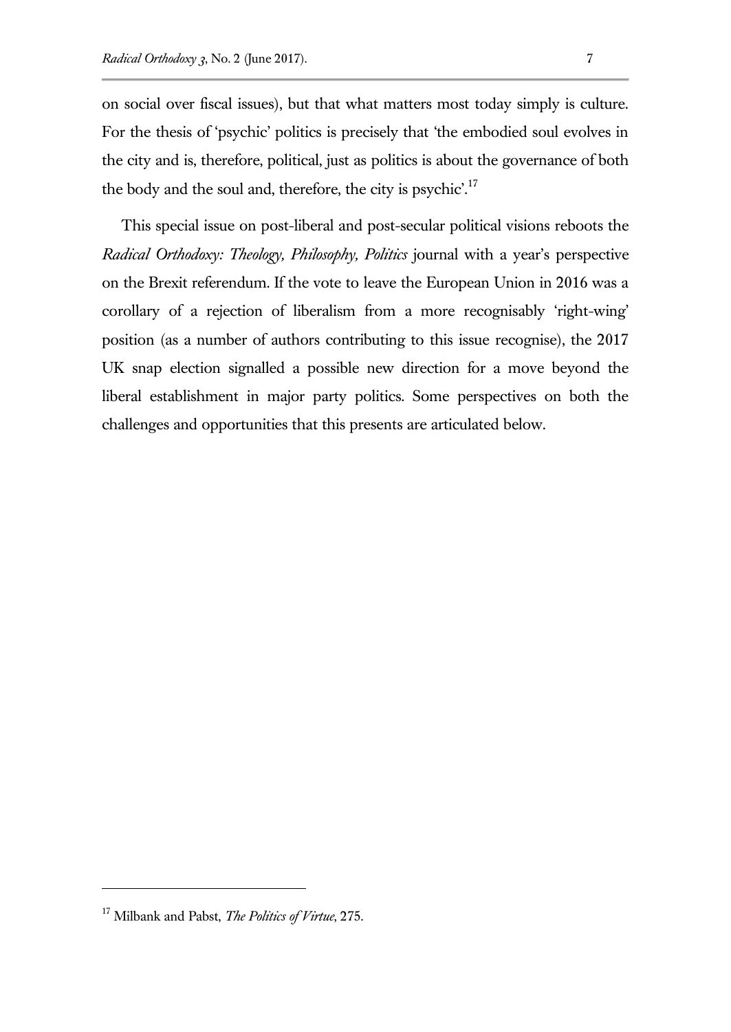on social over fiscal issues), but that what matters most today simply is culture. For the thesis of 'psychic' politics is precisely that 'the embodied soul evolves in the city and is, therefore, political, just as politics is about the governance of both the body and the soul and, therefore, the city is psychic'.[17]

This special issue on post-liberal and post-secular political visions reboots the *Radical Orthodoxy: Theology, Philosophy, Politics* journal with a year's perspective on the Brexit referendum. If the vote to leave the European Union in 2016 was a corollary of a rejection of liberalism from a more recognisably 'right-wing' position (as a number of authors contributing to this issue recognise), the 2017 UK snap election signalled a possible new direction for a move beyond the liberal establishment in major party politics. Some perspectives on both the challenges and opportunities that this presents are articulated below.

---

[17] Milbank and Pabst, *The Politics of Virtue*, 275.